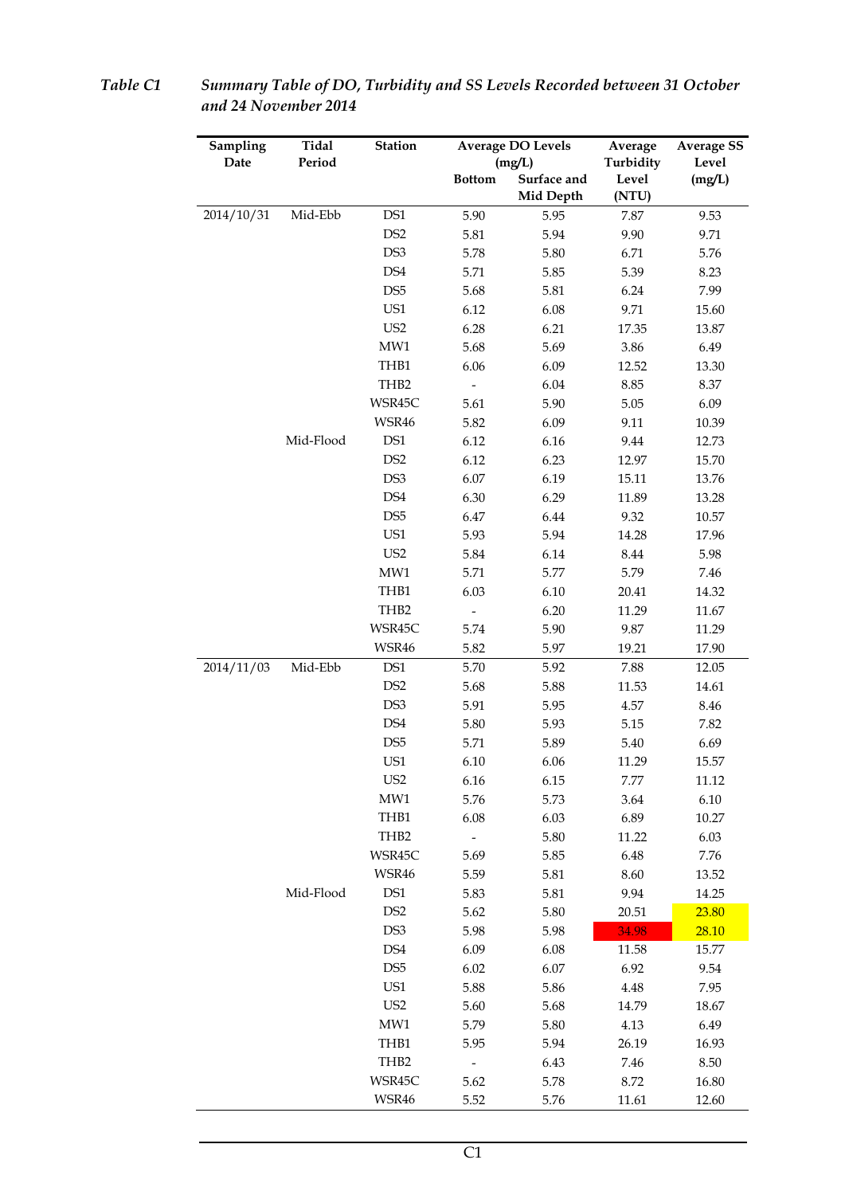*Table C1 Summary Table of DO, Turbidity and SS Levels Recorded between 31 October and 24 November 2014*

| Sampling Date | Tidal Period | Station | Average DO Levels (mg/L) | | Average Turbidity Level (NTU) | Average SS Level (mg/L) |
|---|---|---|---|---|---|---|
| | | | Bottom | Surface and Mid Depth | | |
| 2014/10/31 | Mid-Ebb | DS1 | 5.90 | 5.95 | 7.87 | 9.53 |
| | | DS2 | 5.81 | 5.94 | 9.90 | 9.71 |
| | | DS3 | 5.78 | 5.80 | 6.71 | 5.76 |
| | | DS4 | 5.71 | 5.85 | 5.39 | 8.23 |
| | | DS5 | 5.68 | 5.81 | 6.24 | 7.99 |
| | | US1 | 6.12 | 6.08 | 9.71 | 15.60 |
| | | US2 | 6.28 | 6.21 | 17.35 | 13.87 |
| | | MW1 | 5.68 | 5.69 | 3.86 | 6.49 |
| | | THB1 | 6.06 | 6.09 | 12.52 | 13.30 |
| | | THB2 | - | 6.04 | 8.85 | 8.37 |
| | | WSR45C | 5.61 | 5.90 | 5.05 | 6.09 |
| | | WSR46 | 5.82 | 6.09 | 9.11 | 10.39 |
| | Mid-Flood | DS1 | 6.12 | 6.16 | 9.44 | 12.73 |
| | | DS2 | 6.12 | 6.23 | 12.97 | 15.70 |
| | | DS3 | 6.07 | 6.19 | 15.11 | 13.76 |
| | | DS4 | 6.30 | 6.29 | 11.89 | 13.28 |
| | | DS5 | 6.47 | 6.44 | 9.32 | 10.57 |
| | | US1 | 5.93 | 5.94 | 14.28 | 17.96 |
| | | US2 | 5.84 | 6.14 | 8.44 | 5.98 |
| | | MW1 | 5.71 | 5.77 | 5.79 | 7.46 |
| | | THB1 | 6.03 | 6.10 | 20.41 | 14.32 |
| | | THB2 | - | 6.20 | 11.29 | 11.67 |
| | | WSR45C | 5.74 | 5.90 | 9.87 | 11.29 |
| | | WSR46 | 5.82 | 5.97 | 19.21 | 17.90 |
| 2014/11/03 | Mid-Ebb | DS1 | 5.70 | 5.92 | 7.88 | 12.05 |
| | | DS2 | 5.68 | 5.88 | 11.53 | 14.61 |
| | | DS3 | 5.91 | 5.95 | 4.57 | 8.46 |
| | | DS4 | 5.80 | 5.93 | 5.15 | 7.82 |
| | | DS5 | 5.71 | 5.89 | 5.40 | 6.69 |
| | | US1 | 6.10 | 6.06 | 11.29 | 15.57 |
| | | US2 | 6.16 | 6.15 | 7.77 | 11.12 |
| | | MW1 | 5.76 | 5.73 | 3.64 | 6.10 |
| | | THB1 | 6.08 | 6.03 | 6.89 | 10.27 |
| | | THB2 | - | 5.80 | 11.22 | 6.03 |
| | | WSR45C | 5.69 | 5.85 | 6.48 | 7.76 |
| | | WSR46 | 5.59 | 5.81 | 8.60 | 13.52 |
| | Mid-Flood | DS1 | 5.83 | 5.81 | 9.94 | 14.25 |
| | | DS2 | 5.62 | 5.80 | 20.51 | 23.80 |
| | | DS3 | 5.98 | 5.98 | 34.98 | 28.10 |
| | | DS4 | 6.09 | 6.08 | 11.58 | 15.77 |
| | | DS5 | 6.02 | 6.07 | 6.92 | 9.54 |
| | | US1 | 5.88 | 5.86 | 4.48 | 7.95 |
| | | US2 | 5.60 | 5.68 | 14.79 | 18.67 |
| | | MW1 | 5.79 | 5.80 | 4.13 | 6.49 |
| | | THB1 | 5.95 | 5.94 | 26.19 | 16.93 |
| | | THB2 | - | 6.43 | 7.46 | 8.50 |
| | | WSR45C | 5.62 | 5.78 | 8.72 | 16.80 |
| | | WSR46 | 5.52 | 5.76 | 11.61 | 12.60 |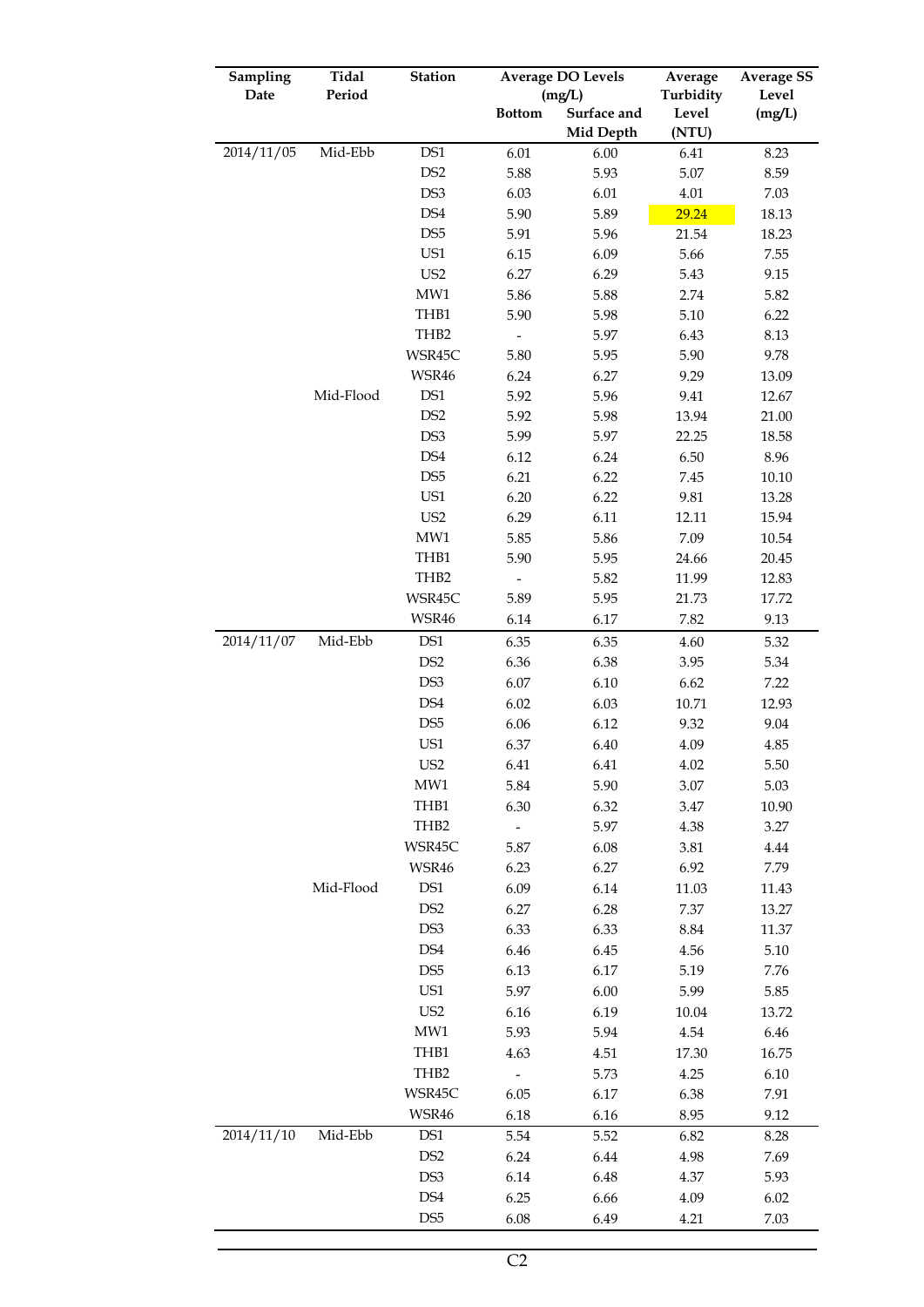| Sampling Date | Tidal Period | Station | Average DO Levels (mg/L) | | Average Turbidity Level (NTU) | Average SS Level (mg/L) |
|---|---|---|---|---|---|---|
| | | | Bottom | Surface and Mid Depth | | |
| 2014/11/05 | Mid-Ebb | DS1 | 6.01 | 6.00 | 6.41 | 8.23 |
| | | DS2 | 5.88 | 5.93 | 5.07 | 8.59 |
| | | DS3 | 6.03 | 6.01 | 4.01 | 7.03 |
| | | DS4 | 5.90 | 5.89 | 29.24 | 18.13 |
| | | DS5 | 5.91 | 5.96 | 21.54 | 18.23 |
| | | US1 | 6.15 | 6.09 | 5.66 | 7.55 |
| | | US2 | 6.27 | 6.29 | 5.43 | 9.15 |
| | | MW1 | 5.86 | 5.88 | 2.74 | 5.82 |
| | | THB1 | 5.90 | 5.98 | 5.10 | 6.22 |
| | | THB2 | - | 5.97 | 6.43 | 8.13 |
| | | WSR45C | 5.80 | 5.95 | 5.90 | 9.78 |
| | | WSR46 | 6.24 | 6.27 | 9.29 | 13.09 |
| | Mid-Flood | DS1 | 5.92 | 5.96 | 9.41 | 12.67 |
| | | DS2 | 5.92 | 5.98 | 13.94 | 21.00 |
| | | DS3 | 5.99 | 5.97 | 22.25 | 18.58 |
| | | DS4 | 6.12 | 6.24 | 6.50 | 8.96 |
| | | DS5 | 6.21 | 6.22 | 7.45 | 10.10 |
| | | US1 | 6.20 | 6.22 | 9.81 | 13.28 |
| | | US2 | 6.29 | 6.11 | 12.11 | 15.94 |
| | | MW1 | 5.85 | 5.86 | 7.09 | 10.54 |
| | | THB1 | 5.90 | 5.95 | 24.66 | 20.45 |
| | | THB2 | - | 5.82 | 11.99 | 12.83 |
| | | WSR45C | 5.89 | 5.95 | 21.73 | 17.72 |
| | | WSR46 | 6.14 | 6.17 | 7.82 | 9.13 |
| 2014/11/07 | Mid-Ebb | DS1 | 6.35 | 6.35 | 4.60 | 5.32 |
| | | DS2 | 6.36 | 6.38 | 3.95 | 5.34 |
| | | DS3 | 6.07 | 6.10 | 6.62 | 7.22 |
| | | DS4 | 6.02 | 6.03 | 10.71 | 12.93 |
| | | DS5 | 6.06 | 6.12 | 9.32 | 9.04 |
| | | US1 | 6.37 | 6.40 | 4.09 | 4.85 |
| | | US2 | 6.41 | 6.41 | 4.02 | 5.50 |
| | | MW1 | 5.84 | 5.90 | 3.07 | 5.03 |
| | | THB1 | 6.30 | 6.32 | 3.47 | 10.90 |
| | | THB2 | - | 5.97 | 4.38 | 3.27 |
| | | WSR45C | 5.87 | 6.08 | 3.81 | 4.44 |
| | | WSR46 | 6.23 | 6.27 | 6.92 | 7.79 |
| | Mid-Flood | DS1 | 6.09 | 6.14 | 11.03 | 11.43 |
| | | DS2 | 6.27 | 6.28 | 7.37 | 13.27 |
| | | DS3 | 6.33 | 6.33 | 8.84 | 11.37 |
| | | DS4 | 6.46 | 6.45 | 4.56 | 5.10 |
| | | DS5 | 6.13 | 6.17 | 5.19 | 7.76 |
| | | US1 | 5.97 | 6.00 | 5.99 | 5.85 |
| | | US2 | 6.16 | 6.19 | 10.04 | 13.72 |
| | | MW1 | 5.93 | 5.94 | 4.54 | 6.46 |
| | | THB1 | 4.63 | 4.51 | 17.30 | 16.75 |
| | | THB2 | - | 5.73 | 4.25 | 6.10 |
| | | WSR45C | 6.05 | 6.17 | 6.38 | 7.91 |
| | | WSR46 | 6.18 | 6.16 | 8.95 | 9.12 |
| 2014/11/10 | Mid-Ebb | DS1 | 5.54 | 5.52 | 6.82 | 8.28 |
| | | DS2 | 6.24 | 6.44 | 4.98 | 7.69 |
| | | DS3 | 6.14 | 6.48 | 4.37 | 5.93 |
| | | DS4 | 6.25 | 6.66 | 4.09 | 6.02 |
| | | DS5 | 6.08 | 6.49 | 4.21 | 7.03 |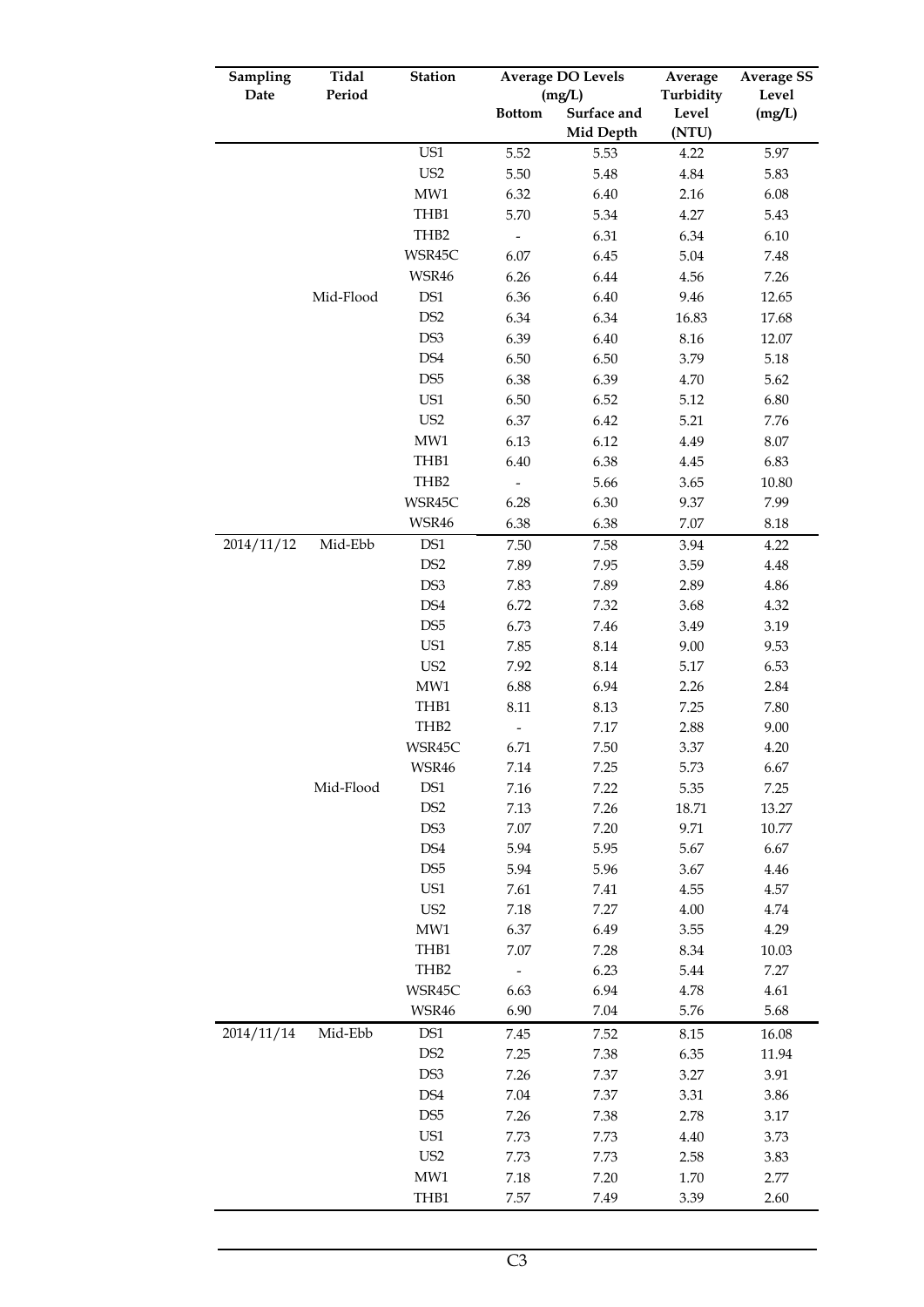| Sampling Date | Tidal Period | Station | Average DO Levels (mg/L) | | Average Turbidity Level (NTU) | Average SS Level (mg/L) |
|---|---|---|---|---|---|---|
| | | | Bottom | Surface and Mid Depth | | |
| | | US1 | 5.52 | 5.53 | 4.22 | 5.97 |
| | | US2 | 5.50 | 5.48 | 4.84 | 5.83 |
| | | MW1 | 6.32 | 6.40 | 2.16 | 6.08 |
| | | THB1 | 5.70 | 5.34 | 4.27 | 5.43 |
| | | THB2 | - | 6.31 | 6.34 | 6.10 |
| | | WSR45C | 6.07 | 6.45 | 5.04 | 7.48 |
| | | WSR46 | 6.26 | 6.44 | 4.56 | 7.26 |
| | Mid-Flood | DS1 | 6.36 | 6.40 | 9.46 | 12.65 |
| | | DS2 | 6.34 | 6.34 | 16.83 | 17.68 |
| | | DS3 | 6.39 | 6.40 | 8.16 | 12.07 |
| | | DS4 | 6.50 | 6.50 | 3.79 | 5.18 |
| | | DS5 | 6.38 | 6.39 | 4.70 | 5.62 |
| | | US1 | 6.50 | 6.52 | 5.12 | 6.80 |
| | | US2 | 6.37 | 6.42 | 5.21 | 7.76 |
| | | MW1 | 6.13 | 6.12 | 4.49 | 8.07 |
| | | THB1 | 6.40 | 6.38 | 4.45 | 6.83 |
| | | THB2 | - | 5.66 | 3.65 | 10.80 |
| | | WSR45C | 6.28 | 6.30 | 9.37 | 7.99 |
| | | WSR46 | 6.38 | 6.38 | 7.07 | 8.18 |
| 2014/11/12 | Mid-Ebb | DS1 | 7.50 | 7.58 | 3.94 | 4.22 |
| | | DS2 | 7.89 | 7.95 | 3.59 | 4.48 |
| | | DS3 | 7.83 | 7.89 | 2.89 | 4.86 |
| | | DS4 | 6.72 | 7.32 | 3.68 | 4.32 |
| | | DS5 | 6.73 | 7.46 | 3.49 | 3.19 |
| | | US1 | 7.85 | 8.14 | 9.00 | 9.53 |
| | | US2 | 7.92 | 8.14 | 5.17 | 6.53 |
| | | MW1 | 6.88 | 6.94 | 2.26 | 2.84 |
| | | THB1 | 8.11 | 8.13 | 7.25 | 7.80 |
| | | THB2 | - | 7.17 | 2.88 | 9.00 |
| | | WSR45C | 6.71 | 7.50 | 3.37 | 4.20 |
| | | WSR46 | 7.14 | 7.25 | 5.73 | 6.67 |
| | Mid-Flood | DS1 | 7.16 | 7.22 | 5.35 | 7.25 |
| | | DS2 | 7.13 | 7.26 | 18.71 | 13.27 |
| | | DS3 | 7.07 | 7.20 | 9.71 | 10.77 |
| | | DS4 | 5.94 | 5.95 | 5.67 | 6.67 |
| | | DS5 | 5.94 | 5.96 | 3.67 | 4.46 |
| | | US1 | 7.61 | 7.41 | 4.55 | 4.57 |
| | | US2 | 7.18 | 7.27 | 4.00 | 4.74 |
| | | MW1 | 6.37 | 6.49 | 3.55 | 4.29 |
| | | THB1 | 7.07 | 7.28 | 8.34 | 10.03 |
| | | THB2 | - | 6.23 | 5.44 | 7.27 |
| | | WSR45C | 6.63 | 6.94 | 4.78 | 4.61 |
| | | WSR46 | 6.90 | 7.04 | 5.76 | 5.68 |
| 2014/11/14 | Mid-Ebb | DS1 | 7.45 | 7.52 | 8.15 | 16.08 |
| | | DS2 | 7.25 | 7.38 | 6.35 | 11.94 |
| | | DS3 | 7.26 | 7.37 | 3.27 | 3.91 |
| | | DS4 | 7.04 | 7.37 | 3.31 | 3.86 |
| | | DS5 | 7.26 | 7.38 | 2.78 | 3.17 |
| | | US1 | 7.73 | 7.73 | 4.40 | 3.73 |
| | | US2 | 7.73 | 7.73 | 2.58 | 3.83 |
| | | MW1 | 7.18 | 7.20 | 1.70 | 2.77 |
| | | THB1 | 7.57 | 7.49 | 3.39 | 2.60 |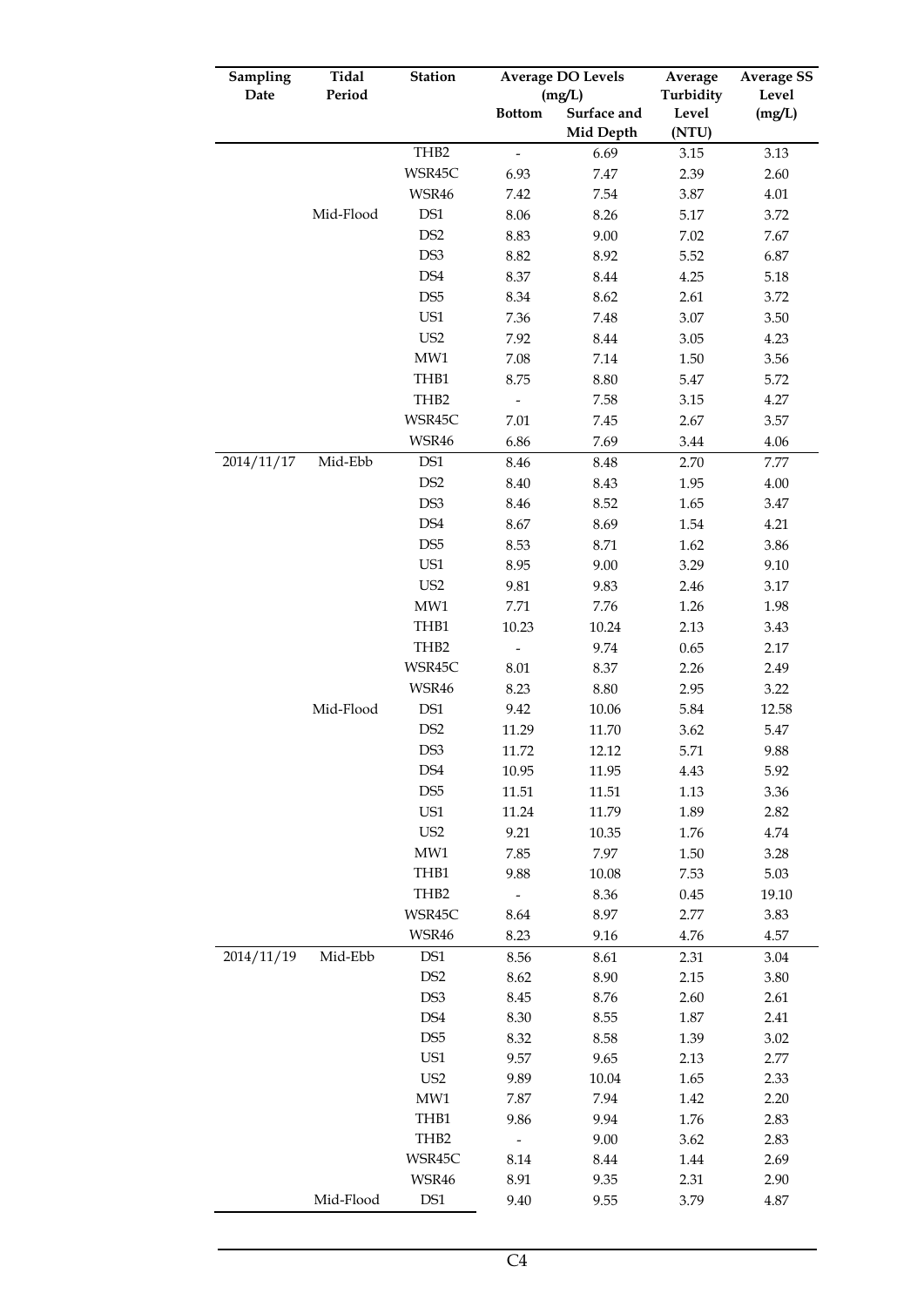| Sampling Date | Tidal Period | Station | Average DO Levels (mg/L) | | Average Turbidity Level (NTU) | Average SS Level (mg/L) |
|---|---|---|---|---|---|---|
| | | | Bottom | Surface and Mid Depth | | |
| | | THB2 | - | 6.69 | 3.15 | 3.13 |
| | | WSR45C | 6.93 | 7.47 | 2.39 | 2.60 |
| | | WSR46 | 7.42 | 7.54 | 3.87 | 4.01 |
| | Mid-Flood | DS1 | 8.06 | 8.26 | 5.17 | 3.72 |
| | | DS2 | 8.83 | 9.00 | 7.02 | 7.67 |
| | | DS3 | 8.82 | 8.92 | 5.52 | 6.87 |
| | | DS4 | 8.37 | 8.44 | 4.25 | 5.18 |
| | | DS5 | 8.34 | 8.62 | 2.61 | 3.72 |
| | | US1 | 7.36 | 7.48 | 3.07 | 3.50 |
| | | US2 | 7.92 | 8.44 | 3.05 | 4.23 |
| | | MW1 | 7.08 | 7.14 | 1.50 | 3.56 |
| | | THB1 | 8.75 | 8.80 | 5.47 | 5.72 |
| | | THB2 | - | 7.58 | 3.15 | 4.27 |
| | | WSR45C | 7.01 | 7.45 | 2.67 | 3.57 |
| | | WSR46 | 6.86 | 7.69 | 3.44 | 4.06 |
| 2014/11/17 | Mid-Ebb | DS1 | 8.46 | 8.48 | 2.70 | 7.77 |
| | | DS2 | 8.40 | 8.43 | 1.95 | 4.00 |
| | | DS3 | 8.46 | 8.52 | 1.65 | 3.47 |
| | | DS4 | 8.67 | 8.69 | 1.54 | 4.21 |
| | | DS5 | 8.53 | 8.71 | 1.62 | 3.86 |
| | | US1 | 8.95 | 9.00 | 3.29 | 9.10 |
| | | US2 | 9.81 | 9.83 | 2.46 | 3.17 |
| | | MW1 | 7.71 | 7.76 | 1.26 | 1.98 |
| | | THB1 | 10.23 | 10.24 | 2.13 | 3.43 |
| | | THB2 | - | 9.74 | 0.65 | 2.17 |
| | | WSR45C | 8.01 | 8.37 | 2.26 | 2.49 |
| | | WSR46 | 8.23 | 8.80 | 2.95 | 3.22 |
| | Mid-Flood | DS1 | 9.42 | 10.06 | 5.84 | 12.58 |
| | | DS2 | 11.29 | 11.70 | 3.62 | 5.47 |
| | | DS3 | 11.72 | 12.12 | 5.71 | 9.88 |
| | | DS4 | 10.95 | 11.95 | 4.43 | 5.92 |
| | | DS5 | 11.51 | 11.51 | 1.13 | 3.36 |
| | | US1 | 11.24 | 11.79 | 1.89 | 2.82 |
| | | US2 | 9.21 | 10.35 | 1.76 | 4.74 |
| | | MW1 | 7.85 | 7.97 | 1.50 | 3.28 |
| | | THB1 | 9.88 | 10.08 | 7.53 | 5.03 |
| | | THB2 | - | 8.36 | 0.45 | 19.10 |
| | | WSR45C | 8.64 | 8.97 | 2.77 | 3.83 |
| | | WSR46 | 8.23 | 9.16 | 4.76 | 4.57 |
| 2014/11/19 | Mid-Ebb | DS1 | 8.56 | 8.61 | 2.31 | 3.04 |
| | | DS2 | 8.62 | 8.90 | 2.15 | 3.80 |
| | | DS3 | 8.45 | 8.76 | 2.60 | 2.61 |
| | | DS4 | 8.30 | 8.55 | 1.87 | 2.41 |
| | | DS5 | 8.32 | 8.58 | 1.39 | 3.02 |
| | | US1 | 9.57 | 9.65 | 2.13 | 2.77 |
| | | US2 | 9.89 | 10.04 | 1.65 | 2.33 |
| | | MW1 | 7.87 | 7.94 | 1.42 | 2.20 |
| | | THB1 | 9.86 | 9.94 | 1.76 | 2.83 |
| | | THB2 | - | 9.00 | 3.62 | 2.83 |
| | | WSR45C | 8.14 | 8.44 | 1.44 | 2.69 |
| | | WSR46 | 8.91 | 9.35 | 2.31 | 2.90 |
| | Mid-Flood | DS1 | 9.40 | 9.55 | 3.79 | 4.87 |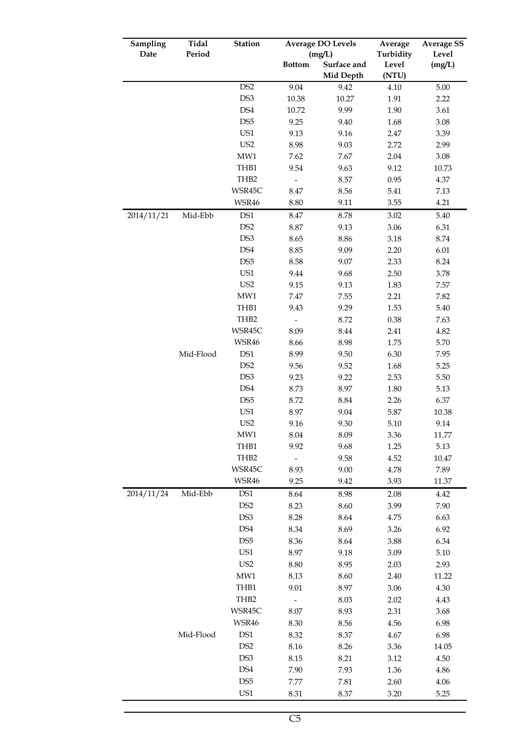| Sampling Date | Tidal Period | Station | Average DO Levels (mg/L) | | Average Turbidity Level (NTU) | Average SS Level (mg/L) |
|---|---|---|---|---|---|---|
| | | | Bottom | Surface and Mid Depth | | |
| | | DS2 | 9.04 | 9.42 | 4.10 | 5.00 |
| | | DS3 | 10.38 | 10.27 | 1.91 | 2.22 |
| | | DS4 | 10.72 | 9.99 | 1.90 | 3.61 |
| | | DS5 | 9.25 | 9.40 | 1.68 | 3.08 |
| | | US1 | 9.13 | 9.16 | 2.47 | 3.39 |
| | | US2 | 8.98 | 9.03 | 2.72 | 2.99 |
| | | MW1 | 7.62 | 7.67 | 2.04 | 3.08 |
| | | THB1 | 9.54 | 9.63 | 9.12 | 10.73 |
| | | THB2 | - | 8.57 | 0.95 | 4.37 |
| | | WSR45C | 8.47 | 8.56 | 5.41 | 7.13 |
| | | WSR46 | 8.80 | 9.11 | 3.55 | 4.21 |
| 2014/11/21 | Mid-Ebb | DS1 | 8.47 | 8.78 | 3.02 | 5.40 |
| | | DS2 | 8.87 | 9.13 | 3.06 | 6.31 |
| | | DS3 | 8.65 | 8.86 | 3.18 | 8.74 |
| | | DS4 | 8.85 | 9.09 | 2.20 | 6.01 |
| | | DS5 | 8.58 | 9.07 | 2.33 | 8.24 |
| | | US1 | 9.44 | 9.68 | 2.50 | 3.78 |
| | | US2 | 9.15 | 9.13 | 1.83 | 7.57 |
| | | MW1 | 7.47 | 7.55 | 2.21 | 7.82 |
| | | THB1 | 9.43 | 9.29 | 1.53 | 5.40 |
| | | THB2 | - | 8.72 | 0.38 | 7.63 |
| | | WSR45C | 8.09 | 8.44 | 2.41 | 4.82 |
| | | WSR46 | 8.66 | 8.98 | 1.75 | 5.70 |
| | Mid-Flood | DS1 | 8.99 | 9.50 | 6.30 | 7.95 |
| | | DS2 | 9.56 | 9.52 | 1.68 | 5.25 |
| | | DS3 | 9.23 | 9.22 | 2.53 | 5.50 |
| | | DS4 | 8.73 | 8.97 | 1.80 | 5.13 |
| | | DS5 | 8.72 | 8.84 | 2.26 | 6.37 |
| | | US1 | 8.97 | 9.04 | 5.87 | 10.38 |
| | | US2 | 9.16 | 9.30 | 5.10 | 9.14 |
| | | MW1 | 8.04 | 8.09 | 3.36 | 11.77 |
| | | THB1 | 9.92 | 9.68 | 1.25 | 5.13 |
| | | THB2 | - | 9.58 | 4.52 | 10.47 |
| | | WSR45C | 8.93 | 9.00 | 4.78 | 7.89 |
| | | WSR46 | 9.25 | 9.42 | 3.93 | 11.37 |
| 2014/11/24 | Mid-Ebb | DS1 | 8.64 | 8.98 | 2.08 | 4.42 |
| | | DS2 | 8.23 | 8.60 | 3.99 | 7.90 |
| | | DS3 | 8.28 | 8.64 | 4.75 | 6.63 |
| | | DS4 | 8.34 | 8.69 | 3.26 | 6.92 |
| | | DS5 | 8.36 | 8.64 | 3.88 | 6.34 |
| | | US1 | 8.97 | 9.18 | 3.09 | 5.10 |
| | | US2 | 8.80 | 8.95 | 2.03 | 2.93 |
| | | MW1 | 8.13 | 8.60 | 2.40 | 11.22 |
| | | THB1 | 9.01 | 8.97 | 3.06 | 4.30 |
| | | THB2 | - | 8.03 | 2.02 | 4.43 |
| | | WSR45C | 8.07 | 8.93 | 2.31 | 3.68 |
| | | WSR46 | 8.30 | 8.56 | 4.56 | 6.98 |
| | Mid-Flood | DS1 | 8.32 | 8.37 | 4.67 | 6.98 |
| | | DS2 | 8.16 | 8.26 | 3.36 | 14.05 |
| | | DS3 | 8.15 | 8.21 | 3.12 | 4.50 |
| | | DS4 | 7.90 | 7.93 | 1.36 | 4.86 |
| | | DS5 | 7.77 | 7.81 | 2.60 | 4.06 |
| | | US1 | 8.31 | 8.37 | 3.20 | 5.25 |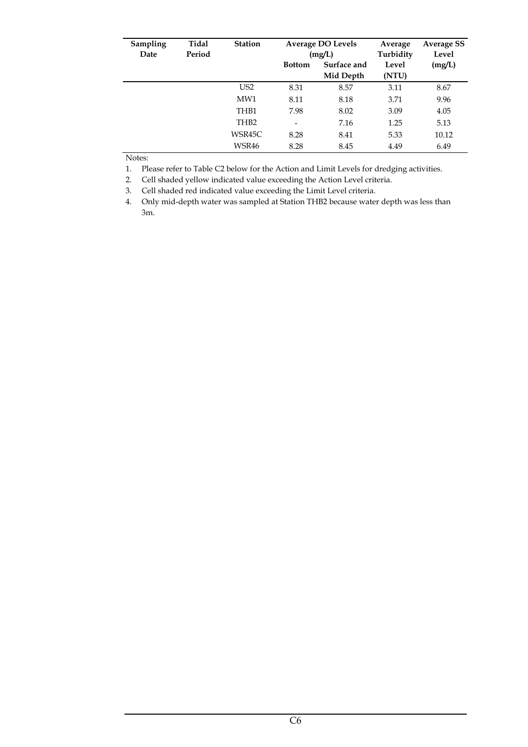| Sampling Date | Tidal Period | Station | Average DO Levels (mg/L) | | Average Turbidity Level (NTU) | Average SS Level (mg/L) |
|---|---|---|---|---|---|---|
| | | | Bottom | Surface and Mid Depth | | |
| | | US2 | 8.31 | 8.57 | 3.11 | 8.67 |
| | | MW1 | 8.11 | 8.18 | 3.71 | 9.96 |
| | | THB1 | 7.98 | 8.02 | 3.09 | 4.05 |
| | | THB2 | - | 7.16 | 1.25 | 5.13 |
| | | WSR45C | 8.28 | 8.41 | 5.33 | 10.12 |
| | | WSR46 | 8.28 | 8.45 | 4.49 | 6.49 |

Notes:

1. Please refer to Table C2 below for the Action and Limit Levels for dredging activities.
2. Cell shaded yellow indicated value exceeding the Action Level criteria.
3. Cell shaded red indicated value exceeding the Limit Level criteria.
4. Only mid-depth water was sampled at Station THB2 because water depth was less than 3m.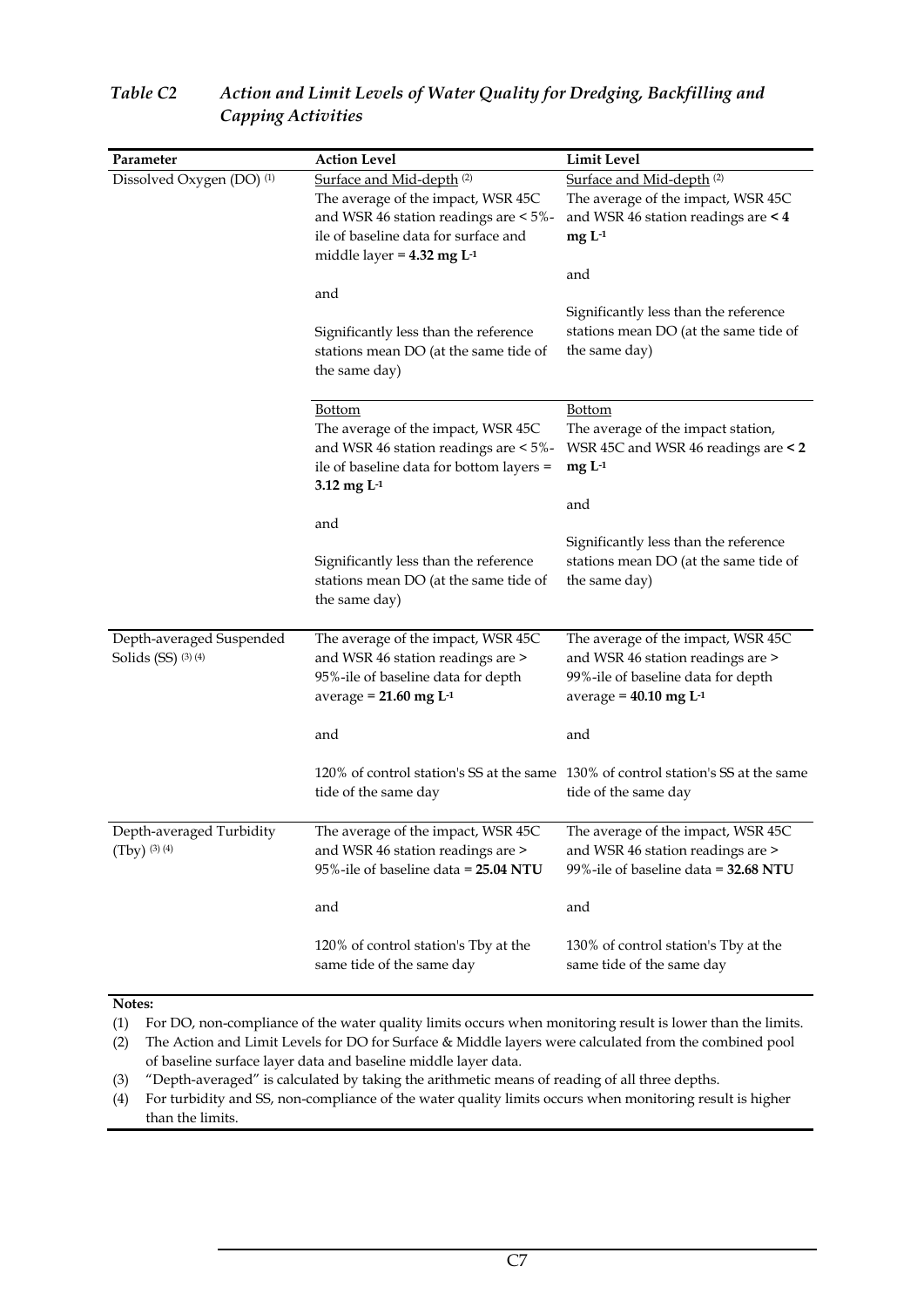*Table C2 Action and Limit Levels of Water Quality for Dredging, Backfilling and Capping Activities*

| Parameter | Action Level | Limit Level |
|---|---|---|
| Dissolved Oxygen (DO) (1) | Surface and Mid-depth (2)<br>The average of the impact, WSR 45C and WSR 46 station readings are < 5%-ile of baseline data for surface and middle layer = **4.32 mg $L^{-1}$**<br><br>and<br><br>Significantly less than the reference stations mean DO (at the same tide of the same day) | Surface and Mid-depth (2)<br>The average of the impact, WSR 45C and WSR 46 station readings are **< 4 mg $L^{-1}$**<br><br>and<br><br>Significantly less than the reference stations mean DO (at the same tide of the same day) |
| | Bottom<br>The average of the impact, WSR 45C and WSR 46 station readings are < 5%-ile of baseline data for bottom layers = **3.12 mg $L^{-1}$**<br><br>and<br><br>Significantly less than the reference stations mean DO (at the same tide of the same day) | Bottom<br>The average of the impact station, WSR 45C and WSR 46 readings are **< 2 mg $L^{-1}$**<br><br>and<br><br>Significantly less than the reference stations mean DO (at the same tide of the same day) |
| Depth-averaged Suspended Solids (SS) (3) (4) | The average of the impact, WSR 45C and WSR 46 station readings are > 95%-ile of baseline data for depth average = **21.60 mg $L^{-1}$**<br><br>and<br><br>120% of control station's SS at the same tide of the same day | The average of the impact, WSR 45C and WSR 46 station readings are > 99%-ile of baseline data for depth average = **40.10 mg $L^{-1}$**<br><br>and<br><br>130% of control station's SS at the same tide of the same day |
| Depth-averaged Turbidity (Tby) (3) (4) | The average of the impact, WSR 45C and WSR 46 station readings are > 95%-ile of baseline data = **25.04 NTU**<br><br>and<br><br>120% of control station's Tby at the same tide of the same day | The average of the impact, WSR 45C and WSR 46 station readings are > 99%-ile of baseline data = **32.68 NTU**<br><br>and<br><br>130% of control station's Tby at the same tide of the same day |

**Notes:**

(1) For DO, non-compliance of the water quality limits occurs when monitoring result is lower than the limits.

(2) The Action and Limit Levels for DO for Surface & Middle layers were calculated from the combined pool of baseline surface layer data and baseline middle layer data.

(3) "Depth-averaged" is calculated by taking the arithmetic means of reading of all three depths.

(4) For turbidity and SS, non-compliance of the water quality limits occurs when monitoring result is higher than the limits.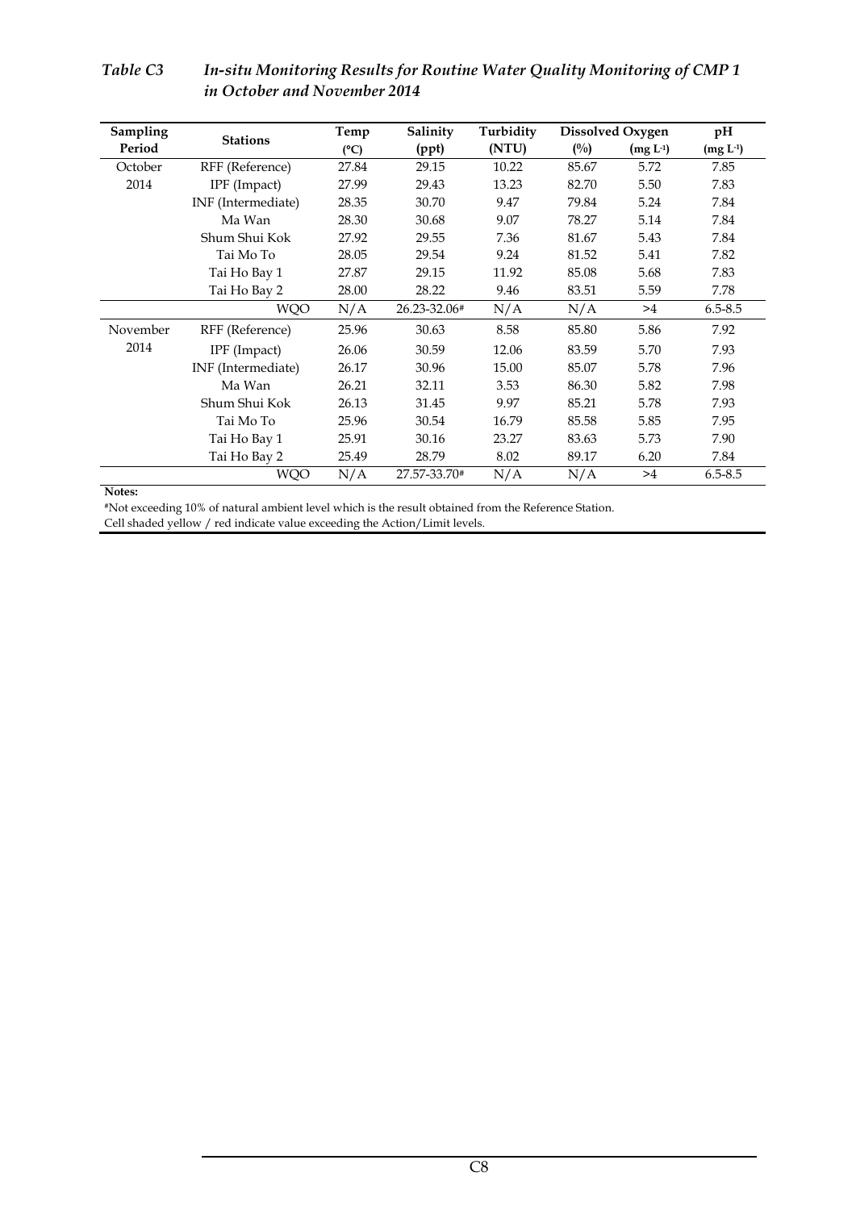*Table C3 In-situ Monitoring Results for Routine Water Quality Monitoring of CMP 1 in October and November 2014*

| Sampling Period | Stations | Temp (°C) | Salinity (ppt) | Turbidity (NTU) | Dissolved Oxygen (%) | Dissolved Oxygen (mg $L^{-1}$) | pH (mg $L^{-1}$) |
|---|---|---|---|---|---|---|---|
| October 2014 | RFF (Reference) | 27.84 | 29.15 | 10.22 | 85.67 | 5.72 | 7.85 |
| | IPF (Impact) | 27.99 | 29.43 | 13.23 | 82.70 | 5.50 | 7.83 |
| | INF (Intermediate) | 28.35 | 30.70 | 9.47 | 79.84 | 5.24 | 7.84 |
| | Ma Wan | 28.30 | 30.68 | 9.07 | 78.27 | 5.14 | 7.84 |
| | Shum Shui Kok | 27.92 | 29.55 | 7.36 | 81.67 | 5.43 | 7.84 |
| | Tai Mo To | 28.05 | 29.54 | 9.24 | 81.52 | 5.41 | 7.82 |
| | Tai Ho Bay 1 | 27.87 | 29.15 | 11.92 | 85.08 | 5.68 | 7.83 |
| | Tai Ho Bay 2 | 28.00 | 28.22 | 9.46 | 83.51 | 5.59 | 7.78 |
| | WQO | N/A | 26.23-32.06# | N/A | N/A | >4 | 6.5-8.5 |
| November 2014 | RFF (Reference) | 25.96 | 30.63 | 8.58 | 85.80 | 5.86 | 7.92 |
| | IPF (Impact) | 26.06 | 30.59 | 12.06 | 83.59 | 5.70 | 7.93 |
| | INF (Intermediate) | 26.17 | 30.96 | 15.00 | 85.07 | 5.78 | 7.96 |
| | Ma Wan | 26.21 | 32.11 | 3.53 | 86.30 | 5.82 | 7.98 |
| | Shum Shui Kok | 26.13 | 31.45 | 9.97 | 85.21 | 5.78 | 7.93 |
| | Tai Mo To | 25.96 | 30.54 | 16.79 | 85.58 | 5.85 | 7.95 |
| | Tai Ho Bay 1 | 25.91 | 30.16 | 23.27 | 83.63 | 5.73 | 7.90 |
| | Tai Ho Bay 2 | 25.49 | 28.79 | 8.02 | 89.17 | 6.20 | 7.84 |
| | WQO | N/A | 27.57-33.70# | N/A | N/A | >4 | 6.5-8.5 |

**Notes:**

#Not exceeding 10% of natural ambient level which is the result obtained from the Reference Station.

Cell shaded yellow / red indicate value exceeding the Action/Limit levels.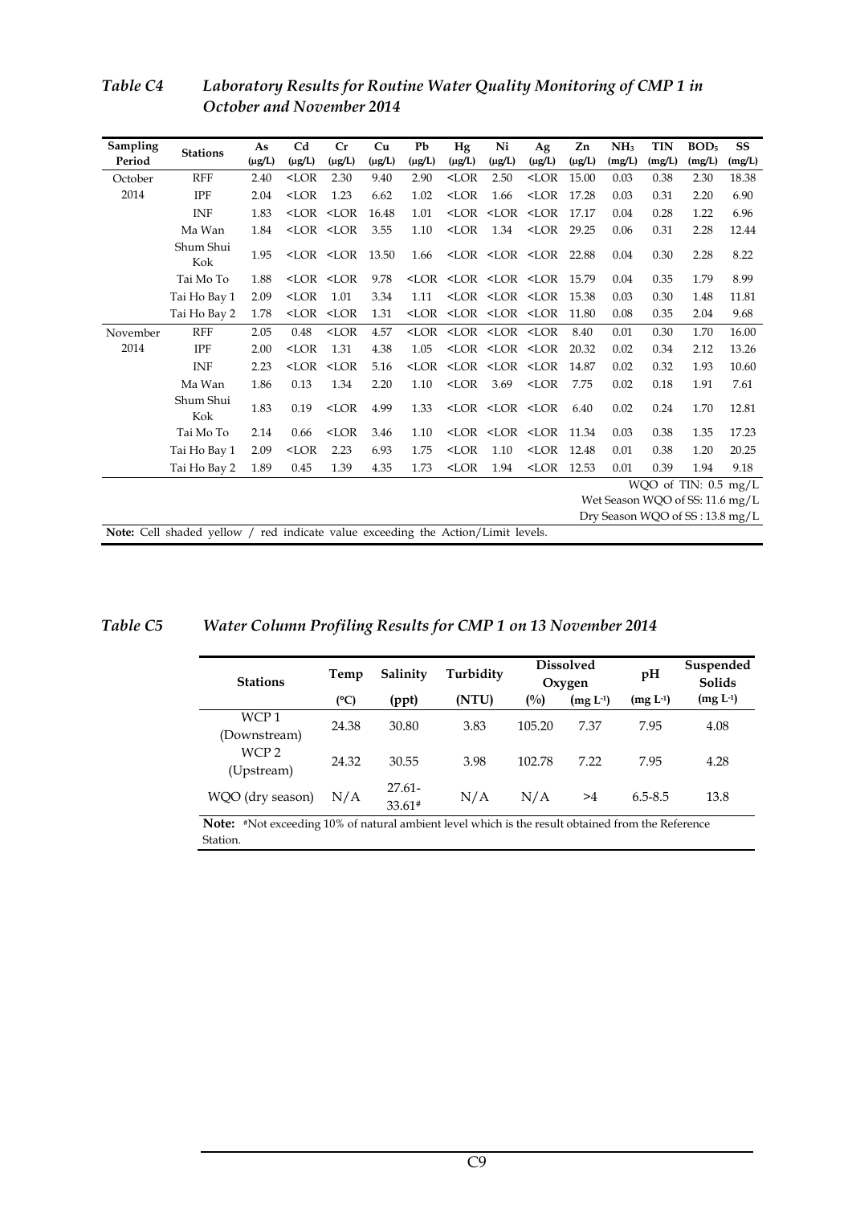*Table C4 Laboratory Results for Routine Water Quality Monitoring of CMP 1 in October and November 2014*

| Sampling Period | Stations | As (μg/L) | Cd (μg/L) | Cr (μg/L) | Cu (μg/L) | Pb (μg/L) | Hg (μg/L) | Ni (μg/L) | Ag (μg/L) | Zn (μg/L) | $NH_3$ (mg/L) | TIN (mg/L) | $BOD_5$ (mg/L) | SS (mg/L) |
|---|---|---|---|---|---|---|---|---|---|---|---|---|---|---|
| October 2014 | RFF | 2.40 | <LOR | 2.30 | 9.40 | 2.90 | <LOR | 2.50 | <LOR | 15.00 | 0.03 | 0.38 | 2.30 | 18.38 |
| | IPF | 2.04 | <LOR | 1.23 | 6.62 | 1.02 | <LOR | 1.66 | <LOR | 17.28 | 0.03 | 0.31 | 2.20 | 6.90 |
| | INF | 1.83 | <LOR | <LOR | 16.48 | 1.01 | <LOR | <LOR | <LOR | 17.17 | 0.04 | 0.28 | 1.22 | 6.96 |
| | Ma Wan | 1.84 | <LOR | <LOR | 3.55 | 1.10 | <LOR | 1.34 | <LOR | 29.25 | 0.06 | 0.31 | 2.28 | 12.44 |
| | Shum Shui Kok | 1.95 | <LOR | <LOR | 13.50 | 1.66 | <LOR | <LOR | <LOR | 22.88 | 0.04 | 0.30 | 2.28 | 8.22 |
| | Tai Mo To | 1.88 | <LOR | <LOR | 9.78 | <LOR | <LOR | <LOR | <LOR | 15.79 | 0.04 | 0.35 | 1.79 | 8.99 |
| | Tai Ho Bay 1 | 2.09 | <LOR | 1.01 | 3.34 | 1.11 | <LOR | <LOR | <LOR | 15.38 | 0.03 | 0.30 | 1.48 | 11.81 |
| | Tai Ho Bay 2 | 1.78 | <LOR | <LOR | 1.31 | <LOR | <LOR | <LOR | <LOR | 11.80 | 0.08 | 0.35 | 2.04 | 9.68 |
| November 2014 | RFF | 2.05 | 0.48 | <LOR | 4.57 | <LOR | <LOR | <LOR | <LOR | 8.40 | 0.01 | 0.30 | 1.70 | 16.00 |
| | IPF | 2.00 | <LOR | 1.31 | 4.38 | 1.05 | <LOR | <LOR | <LOR | 20.32 | 0.02 | 0.34 | 2.12 | 13.26 |
| | INF | 2.23 | <LOR | <LOR | 5.16 | <LOR | <LOR | <LOR | <LOR | 14.87 | 0.02 | 0.32 | 1.93 | 10.60 |
| | Ma Wan | 1.86 | 0.13 | 1.34 | 2.20 | 1.10 | <LOR | 3.69 | <LOR | 7.75 | 0.02 | 0.18 | 1.91 | 7.61 |
| | Shum Shui Kok | 1.83 | 0.19 | <LOR | 4.99 | 1.33 | <LOR | <LOR | <LOR | 6.40 | 0.02 | 0.24 | 1.70 | 12.81 |
| | Tai Mo To | 2.14 | 0.66 | <LOR | 3.46 | 1.10 | <LOR | <LOR | <LOR | 11.34 | 0.03 | 0.38 | 1.35 | 17.23 |
| | Tai Ho Bay 1 | 2.09 | <LOR | 2.23 | 6.93 | 1.75 | <LOR | 1.10 | <LOR | 12.48 | 0.01 | 0.38 | 1.20 | 20.25 |
| | Tai Ho Bay 2 | 1.89 | 0.45 | 1.39 | 4.35 | 1.73 | <LOR | 1.94 | <LOR | 12.53 | 0.01 | 0.39 | 1.94 | 9.18 |

WQO of TIN: 0.5 mg/L
Wet Season WQO of SS: 11.6 mg/L
Dry Season WQO of SS : 13.8 mg/L

**Note:** Cell shaded yellow / red indicate value exceeding the Action/Limit levels.

*Table C5 Water Column Profiling Results for CMP 1 on 13 November 2014*

| Stations | Temp | Salinity | Turbidity | Dissolved Oxygen | | pH | Suspended Solids |
|---|---|---|---|---|---|---|---|
| | (°C) | (ppt) | (NTU) | (%) | (mg $L^{-1}$) | (mg $L^{-1}$) | (mg $L^{-1}$) |
| WCP 1 (Downstream) | 24.38 | 30.80 | 3.83 | 105.20 | 7.37 | 7.95 | 4.08 |
| WCP 2 (Upstream) | 24.32 | 30.55 | 3.98 | 102.78 | 7.22 | 7.95 | 4.28 |
| WQO (dry season) | N/A | 27.61-33.61# | N/A | N/A | >4 | 6.5-8.5 | 13.8 |

**Note:** #Not exceeding 10% of natural ambient level which is the result obtained from the Reference Station.